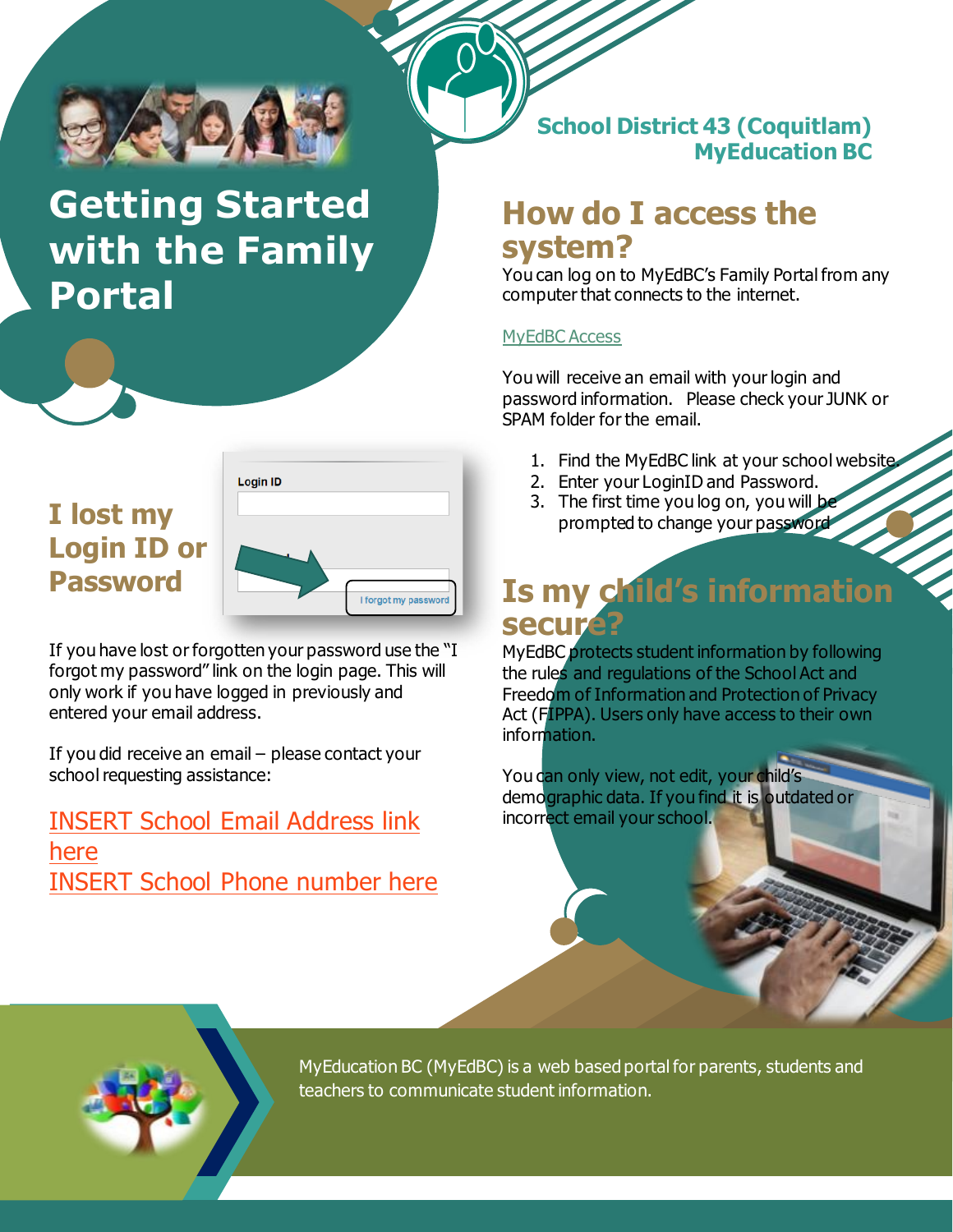# Getting Started with the Family Portal

**School District 43 (Coquitlam)**
**MyEducation BC**

## How do I access the system?

You can log on to MyEdBC's Family Portal from any computer that connects to the internet.

MyEdBC Access

You will receive an email with your login and password information. Please check your JUNK or SPAM folder for the email.

1. Find the MyEdBC link at your school website.
2. Enter your LoginID and Password.
3. The first time you log on, you will be prompted to change your password.

## I lost my Login ID or Password

Login ID

I forgot my password

If you have lost or forgotten your password use the "I forgot my password" link on the login page. This will only work if you have logged in previously and entered your email address.

If you did receive an email – please contact your school requesting assistance:

INSERT School Email Address link here
INSERT School Phone number here

## Is my child's information secure?

MyEdBC protects student information by following the rules and regulations of the School Act and Freedom of Information and Protection of Privacy Act (FIPPA). Users only have access to their own information.

You can only view, not edit, your child's demographic data. If you find it is outdated or incorrect email your school.

MyEducation BC (MyEdBC) is a web based portal for parents, students and teachers to communicate student information.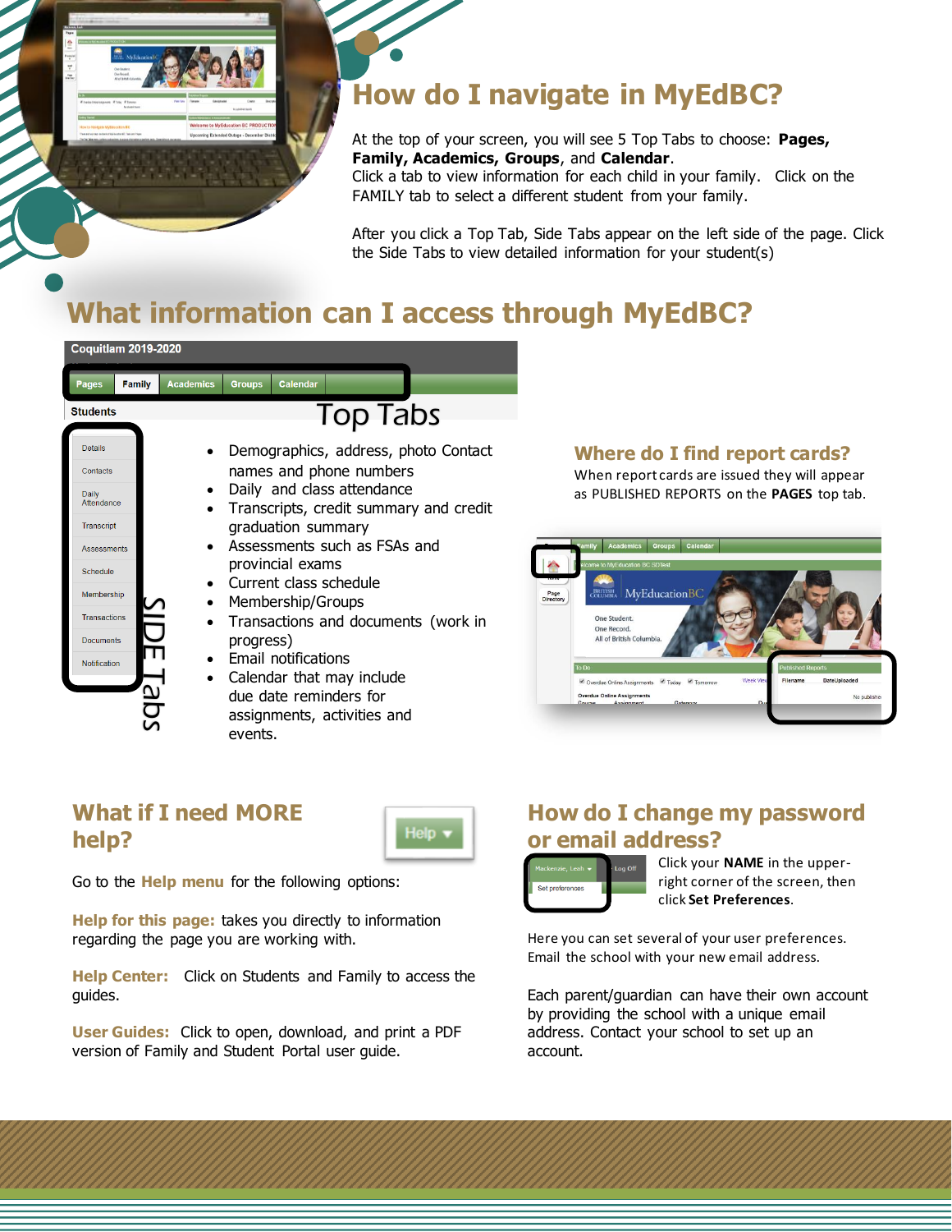# How do I navigate in MyEdBC?

At the top of your screen, you will see 5 Top Tabs to choose: **Pages, Family, Academics, Groups**, and **Calendar**.
Click a tab to view information for each child in your family. Click on the FAMILY tab to select a different student from your family.

After you click a Top Tab, Side Tabs appear on the left side of the page. Click the Side Tabs to view detailed information for your student(s)

# What information can I access through MyEdBC?

Coquitlam 2019-2020

Pages | Family | Academics | Groups | Calendar

Students

Top Tabs

Details
Contacts
Daily Attendance
Transcript
Assessments
Schedule
Membership
Transactions
Documents
Notification

SIDE Tabs

- Demographics, address, photo Contact names and phone numbers
- Daily and class attendance
- Transcripts, credit summary and credit graduation summary
- Assessments such as FSAs and provincial exams
- Current class schedule
- Membership/Groups
- Transactions and documents (work in progress)
- Email notifications
- Calendar that may include due date reminders for assignments, activities and events.

## Where do I find report cards?

When report cards are issued they will appear as PUBLISHED REPORTS on the **PAGES** top tab.

## What if I need MORE help?

Help

Go to the **Help menu** for the following options:

**Help for this page:** takes you directly to information regarding the page you are working with.

**Help Center:** Click on Students and Family to access the guides.

**User Guides:** Click to open, download, and print a PDF version of Family and Student Portal user guide.

## How do I change my password or email address?

Click your **NAME** in the upper-right corner of the screen, then click **Set Preferences**.

Here you can set several of your user preferences. Email the school with your new email address.

Each parent/guardian can have their own account by providing the school with a unique email address. Contact your school to set up an account.